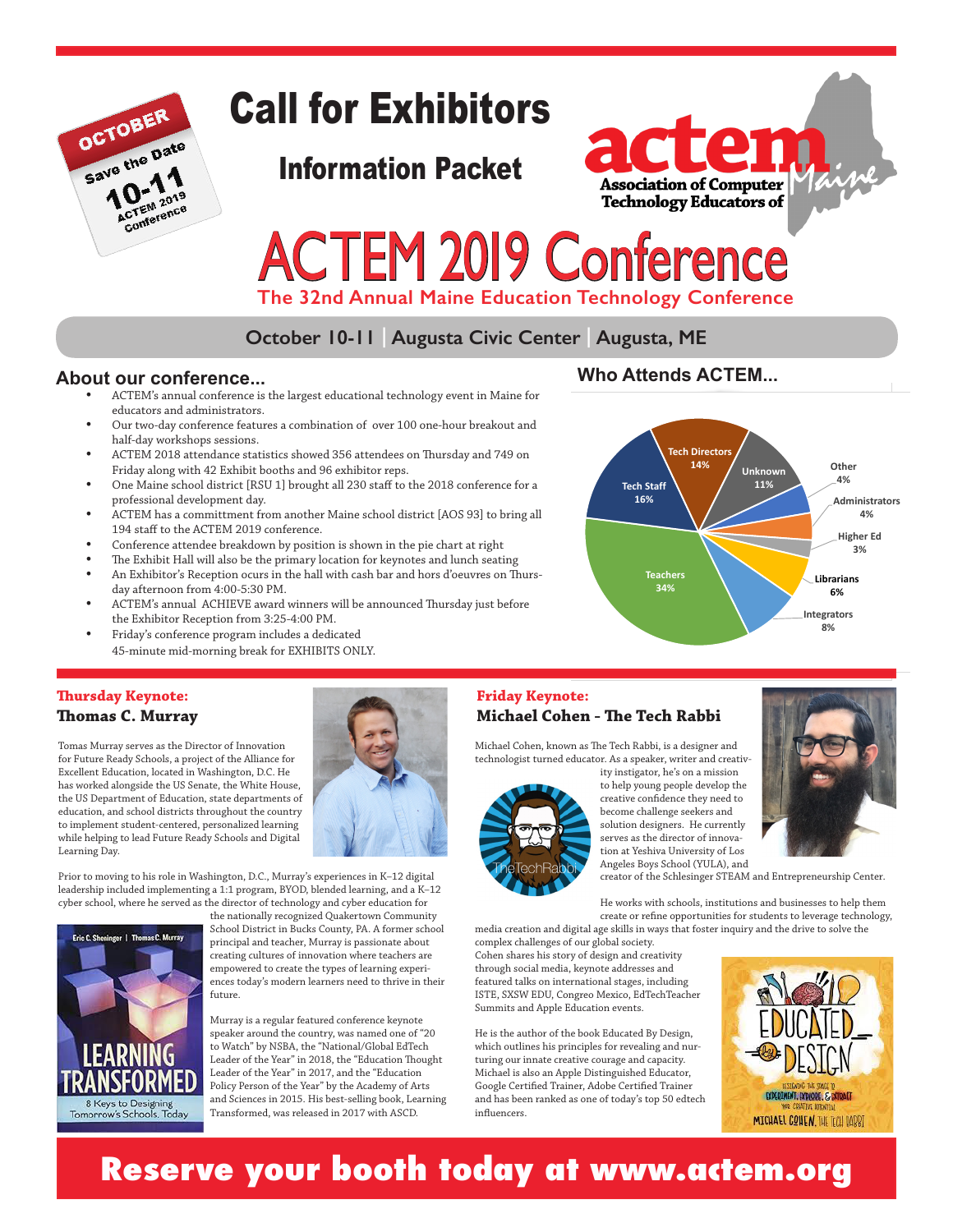OCTOBER
Save the Date
10-11
ACTEM 2019 Conference

# Call for Exhibitors

## Information Packet

actem
Association of Computer Technology Educators of Maine

# ACTEM 2019 Conference

**The 32nd Annual Maine Education Technology Conference**

**October 10-11 | Augusta Civic Center | Augusta, ME**

## About our conference...

- ACTEM's annual conference is the largest educational technology event in Maine for educators and administrators.
- Our two-day conference features a combination of over 100 one-hour breakout and half-day workshops sessions.
- ACTEM 2018 attendance statistics showed 356 attendees on Thursday and 749 on Friday along with 42 Exhibit booths and 96 exhibitor reps.
- One Maine school district [RSU 1] brought all 230 staff to the 2018 conference for a professional development day.
- ACTEM has a committment from another Maine school district [AOS 93] to bring all 194 staff to the ACTEM 2019 conference.
- Conference attendee breakdown by position is shown in the pie chart at right
- The Exhibit Hall will also be the primary location for keynotes and lunch seating
- An Exhibitor's Reception ocurs in the hall with cash bar and hors d'oeuvres on Thursday afternoon from 4:00-5:30 PM.
- ACTEM's annual ACHIEVE award winners will be announced Thursday just before the Exhibitor Reception from 3:25-4:00 PM.
- Friday's conference program includes a dedicated 45-minute mid-morning break for EXHIBITS ONLY.

## Who Attends ACTEM...

| Position | Percentage |
|---|---|
| Teachers | 34% |
| Tech Staff | 16% |
| Tech Directors | 14% |
| Unknown | 11% |
| Other | 4% |
| Administrators | 4% |
| Higher Ed | 3% |
| Librarians | 6% |
| Integrators | 8% |

### Thursday Keynote:
### Thomas C. Murray

Tomas Murray serves as the Director of Innovation for Future Ready Schools, a project of the Alliance for Excellent Education, located in Washington, D.C. He has worked alongside the US Senate, the White House, the US Department of Education, state departments of education, and school districts throughout the country to implement student-centered, personalized learning while helping to lead Future Ready Schools and Digital Learning Day.

Prior to moving to his role in Washington, D.C., Murray's experiences in K–12 digital leadership included implementing a 1:1 program, BYOD, blended learning, and a K–12 cyber school, where he served as the director of technology and cyber education for the nationally recognized Quakertown Community School District in Bucks County, PA. A former school principal and teacher, Murray is passionate about creating cultures of innovation where teachers are empowered to create the types of learning experiences today's modern learners need to thrive in their future.

Murray is a regular featured conference keynote speaker around the country, was named one of "20 to Watch" by NSBA, the "National/Global EdTech Leader of the Year" in 2018, the "Education Thought Leader of the Year" in 2017, and the "Education Policy Person of the Year" by the Academy of Arts and Sciences in 2015. His best-selling book, Learning Transformed, was released in 2017 with ASCD.

Eric C. Sheninger | Thomas C. Murray
LEARNING TRANSFORMED
8 Keys to Designing Tomorrow's Schools, Today

### Friday Keynote:
### Michael Cohen - The Tech Rabbi

Michael Cohen, known as The Tech Rabbi, is a designer and technologist turned educator. As a speaker, writer and creativity instigator, he's on a mission to help young people develop the creative confidence they need to become challenge seekers and solution designers. He currently serves as the director of innovation at Yeshiva University of Los Angeles Boys School (YULA), and creator of the Schlesinger STEAM and Entrepreneurship Center.

He works with schools, institutions and businesses to help them create or refine opportunities for students to leverage technology, media creation and digital age skills in ways that foster inquiry and the drive to solve the complex challenges of our global society. Cohen shares his story of design and creativity through social media, keynote addresses and featured talks on international stages, including ISTE, SXSW EDU, Congreo Mexico, EdTechTeacher Summits and Apple Education events.

He is the author of the book Educated By Design, which outlines his principles for revealing and nurturing our innate creative courage and capacity. Michael is also an Apple Distinguished Educator, Google Certified Trainer, Adobe Certified Trainer and has been ranked as one of today's top 50 edtech influencers.

TheTechRabbi

EDUCATED BY DESIGN
Designing the space to experiment, explore, & extract your creative potential
MICHAEL COHEN, THE TECH RABBI

**Reserve your booth today at www.actem.org**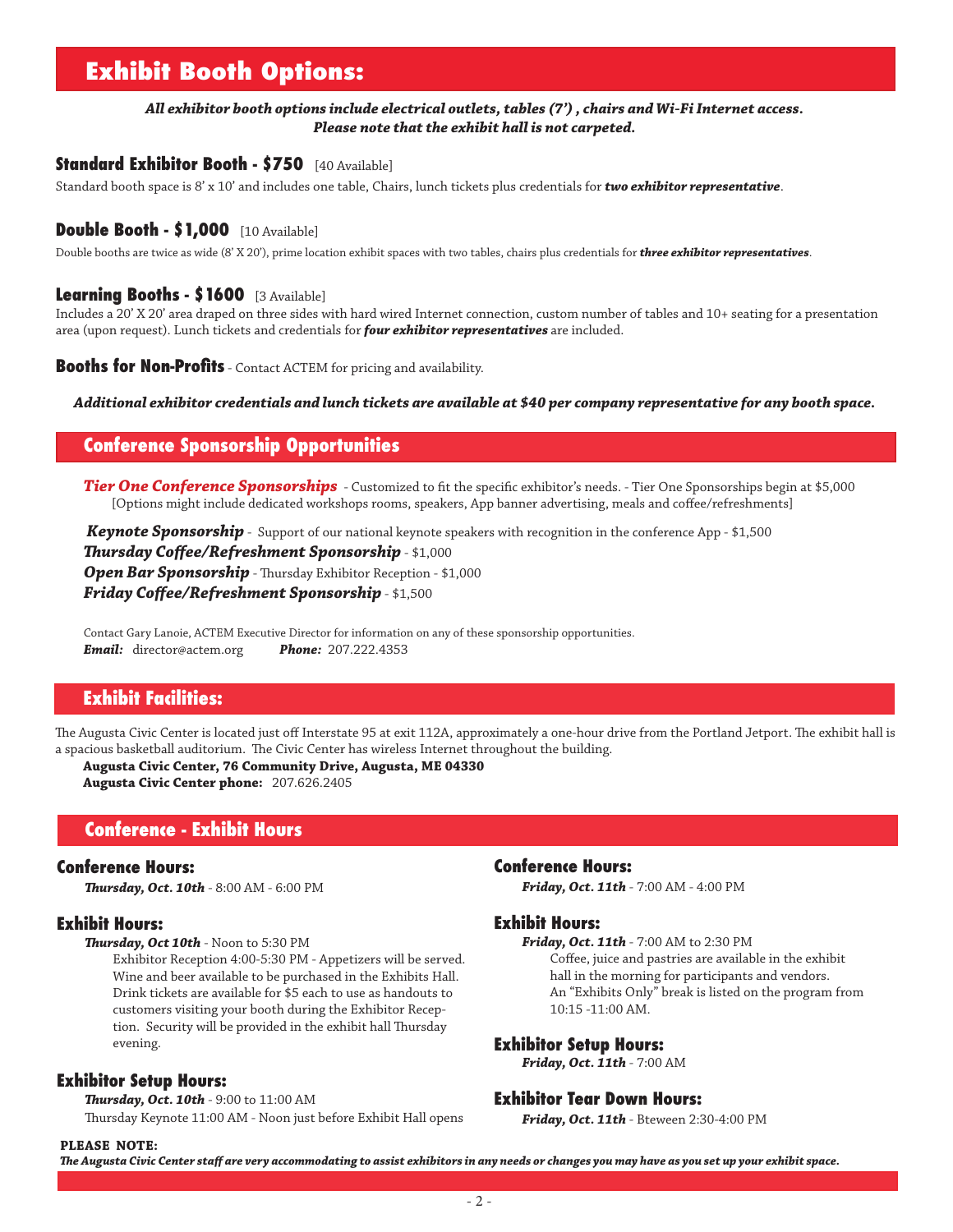# Exhibit Booth Options:

***All exhibitor booth options include electrical outlets, tables (7') , chairs and Wi-Fi Internet access. Please note that the exhibit hall is not carpeted.***

### Standard Exhibitor Booth - $750 [40 Available]

Standard booth space is 8' x 10' and includes one table, Chairs, lunch tickets plus credentials for ***two exhibitor representative***.

### Double Booth - $1,000 [10 Available]

Double booths are twice as wide (8' X 20'), prime location exhibit spaces with two tables, chairs plus credentials for ***three exhibitor representatives***.

### Learning Booths - $1600 [3 Available]

Includes a 20' X 20' area draped on three sides with hard wired Internet connection, custom number of tables and 10+ seating for a presentation area (upon request). Lunch tickets and credentials for ***four exhibitor representatives*** are included.

**Booths for Non-Profits** - Contact ACTEM for pricing and availability.

***Additional exhibitor credentials and lunch tickets are available at $40 per company representative for any booth space.***

## Conference Sponsorship Opportunities

***Tier One Conference Sponsorships*** - Customized to fit the specific exhibitor's needs. - Tier One Sponsorships begin at $5,000
[Options might include dedicated workshops rooms, speakers, App banner advertising, meals and coffee/refreshments]

***Keynote Sponsorship*** - Support of our national keynote speakers with recognition in the conference App - $1,500
***Thursday Coffee/Refreshment Sponsorship*** - $1,000
***Open Bar Sponsorship*** - Thursday Exhibitor Reception - $1,000
***Friday Coffee/Refreshment Sponsorship*** - $1,500

Contact Gary Lanoie, ACTEM Executive Director for information on any of these sponsorship opportunities.
***Email:*** director@actem.org ***Phone:*** 207.222.4353

## Exhibit Facilities:

The Augusta Civic Center is located just off Interstate 95 at exit 112A, approximately a one-hour drive from the Portland Jetport. The exhibit hall is a spacious basketball auditorium. The Civic Center has wireless Internet throughout the building.

**Augusta Civic Center, 76 Community Drive, Augusta, ME 04330**
**Augusta Civic Center phone:** 207.626.2405

## Conference - Exhibit Hours

### Conference Hours:

***Thursday, Oct. 10th*** - 8:00 AM - 6:00 PM

### Exhibit Hours:

***Thursday, Oct 10th*** - Noon to 5:30 PM

Exhibitor Reception 4:00-5:30 PM - Appetizers will be served. Wine and beer available to be purchased in the Exhibits Hall. Drink tickets are available for $5 each to use as handouts to customers visiting your booth during the Exhibitor Reception. Security will be provided in the exhibit hall Thursday evening.

### Exhibitor Setup Hours:

***Thursday, Oct. 10th*** - 9:00 to 11:00 AM
Thursday Keynote 11:00 AM - Noon just before Exhibit Hall opens

### Conference Hours:

***Friday, Oct. 11th*** - 7:00 AM - 4:00 PM

### Exhibit Hours:

***Friday, Oct. 11th*** - 7:00 AM to 2:30 PM

Coffee, juice and pastries are available in the exhibit hall in the morning for participants and vendors. An "Exhibits Only" break is listed on the program from 10:15 -11:00 AM.

### Exhibitor Setup Hours:

***Friday, Oct. 11th*** - 7:00 AM

### Exhibitor Tear Down Hours:

***Friday, Oct. 11th*** - Bteween 2:30-4:00 PM

**PLEASE NOTE:**
***The Augusta Civic Center staff are very accommodating to assist exhibitors in any needs or changes you may have as you set up your exhibit space.***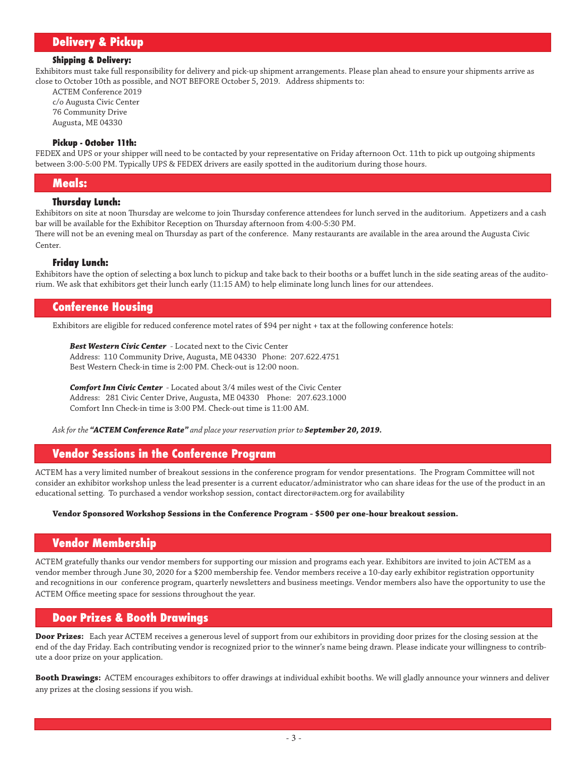## Delivery & Pickup

### Shipping & Delivery:

Exhibitors must take full responsibility for delivery and pick-up shipment arrangements. Please plan ahead to ensure your shipments arrive as close to October 10th as possible, and NOT BEFORE October 5, 2019. Address shipments to:

ACTEM Conference 2019
c/o Augusta Civic Center
76 Community Drive
Augusta, ME 04330

### Pickup - October 11th:

FEDEX and UPS or your shipper will need to be contacted by your representative on Friday afternoon Oct. 11th to pick up outgoing shipments between 3:00-5:00 PM. Typically UPS & FEDEX drivers are easily spotted in the auditorium during those hours.

## Meals:

### Thursday Lunch:

Exhibitors on site at noon Thursday are welcome to join Thursday conference attendees for lunch served in the auditorium. Appetizers and a cash bar will be available for the Exhibitor Reception on Thursday afternoon from 4:00-5:30 PM.
There will not be an evening meal on Thursday as part of the conference. Many restaurants are available in the area around the Augusta Civic Center.

### Friday Lunch:

Exhibitors have the option of selecting a box lunch to pickup and take back to their booths or a buffet lunch in the side seating areas of the auditorium. We ask that exhibitors get their lunch early (11:15 AM) to help eliminate long lunch lines for our attendees.

## Conference Housing

Exhibitors are eligible for reduced conference motel rates of $94 per night + tax at the following conference hotels:

***Best Western Civic Center*** - Located next to the Civic Center
Address: 110 Community Drive, Augusta, ME 04330 Phone: 207.622.4751
Best Western Check-in time is 2:00 PM. Check-out is 12:00 noon.

***Comfort Inn Civic Center*** - Located about 3/4 miles west of the Civic Center
Address: 281 Civic Center Drive, Augusta, ME 04330 Phone: 207.623.1000
Comfort Inn Check-in time is 3:00 PM. Check-out time is 11:00 AM.

*Ask for the **"ACTEM Conference Rate"** and place your reservation prior to **September 20, 2019.***

## Vendor Sessions in the Conference Program

ACTEM has a very limited number of breakout sessions in the conference program for vendor presentations. The Program Committee will not consider an exhibitor workshop unless the lead presenter is a current educator/administrator who can share ideas for the use of the product in an educational setting. To purchased a vendor workshop session, contact director@actem.org for availability

**Vendor Sponsored Workshop Sessions in the Conference Program - $500 per one-hour breakout session.**

## Vendor Membership

ACTEM gratefully thanks our vendor members for supporting our mission and programs each year. Exhibitors are invited to join ACTEM as a vendor member through June 30, 2020 for a $200 membership fee. Vendor members receive a 10-day early exhibitor registration opportunity and recognitions in our conference program, quarterly newsletters and business meetings. Vendor members also have the opportunity to use the ACTEM Office meeting space for sessions throughout the year.

## Door Prizes & Booth Drawings

**Door Prizes:** Each year ACTEM receives a generous level of support from our exhibitors in providing door prizes for the closing session at the end of the day Friday. Each contributing vendor is recognized prior to the winner's name being drawn. Please indicate your willingness to contribute a door prize on your application.

**Booth Drawings:** ACTEM encourages exhibitors to offer drawings at individual exhibit booths. We will gladly announce your winners and deliver any prizes at the closing sessions if you wish.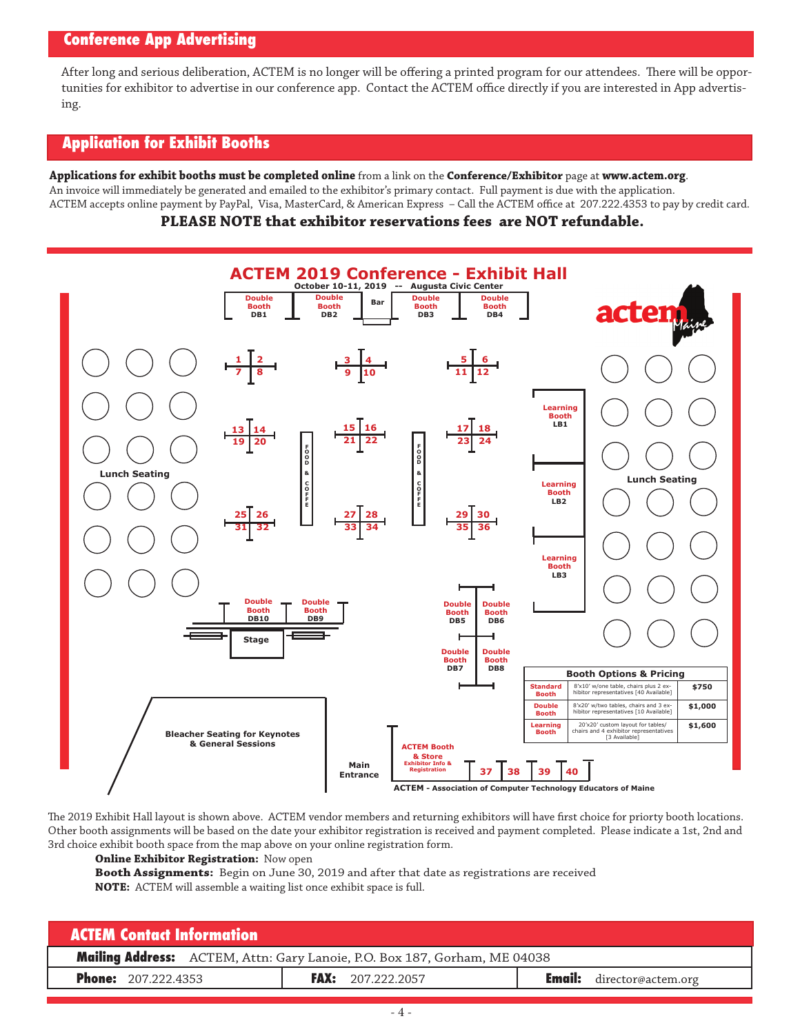## Conference App Advertising

After long and serious deliberation, ACTEM is no longer will be offering a printed program for our attendees. There will be opportunities for exhibitor to advertise in our conference app. Contact the ACTEM office directly if you are interested in App advertising.

## Application for Exhibit Booths

**Applications for exhibit booths must be completed online** from a link on the **Conference/Exhibitor** page at **www.actem.org**.
An invoice will immediately be generated and emailed to the exhibitor's primary contact. Full payment is due with the application.
ACTEM accepts online payment by PayPal, Visa, MasterCard, & American Express – Call the ACTEM office at 207.222.4353 to pay by credit card.

**PLEASE NOTE that exhibitor reservations fees are NOT refundable.**

### ACTEM 2019 Conference - Exhibit Hall

October 10-11, 2019 -- Augusta Civic Center

Double Booth DB1
Double Booth DB2
Bar
Double Booth DB3
Double Booth DB4

1 2 7 8
3 4 9 10
5 6 11 12
13 14 19 20
15 16 21 22
17 18 23 24
25 26 31 32
27 28 33 34
29 30 35 36

FOOD & COFFE
FOOD & COFFE

Learning Booth LB1
Learning Booth LB2
Learning Booth LB3

Lunch Seating
Lunch Seating

Double Booth DB10
Double Booth DB9
Stage
Double Booth DB5
Double Booth DB6
Double Booth DB7
Double Booth DB8

Bleacher Seating for Keynotes & General Sessions

Main Entrance

ACTEM Booth & Store
Exhibitor Info & Registration

37 38 39 40

ACTEM - Association of Computer Technology Educators of Maine

| Booth Options & Pricing | | |
|---|---|---|
| Standard Booth | 8'x10' w/one table, chairs plus 2 exhibitor representatives [40 Available] | $750 |
| Double Booth | 8'x20' w/two tables, chairs and 3 exhibitor representatives [10 Available] | $1,000 |
| Learning Booth | 20'x20' custom layout for tables/ chairs and 4 exhibitor representatives [3 Available] | $1,600 |

The 2019 Exhibit Hall layout is shown above. ACTEM vendor members and returning exhibitors will have first choice for priorty booth locations. Other booth assignments will be based on the date your exhibitor registration is received and payment completed. Please indicate a 1st, 2nd and 3rd choice exhibit booth space from the map above on your online registration form.

**Online Exhibitor Registration:** Now open
**Booth Assignments:** Begin on June 30, 2019 and after that date as registrations are received
**NOTE:** ACTEM will assemble a waiting list once exhibit space is full.

## ACTEM Contact Information

**Mailing Address:** ACTEM, Attn: Gary Lanoie, P.O. Box 187, Gorham, ME 04038

| | | |
|---|---|---|
| **Phone:** 207.222.4353 | **FAX:** 207.222.2057 | **Email:** director@actem.org |